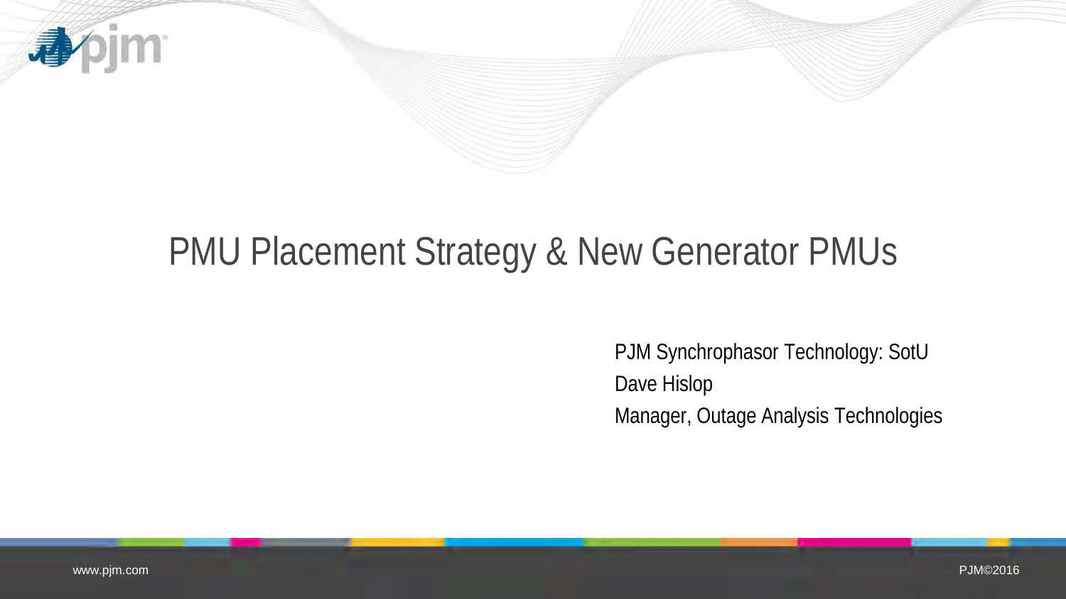# PMU Placement Strategy & New Generator PMUs

PJM Synchrophasor Technology: SotU

Dave Hislop

Manager, Outage Analysis Technologies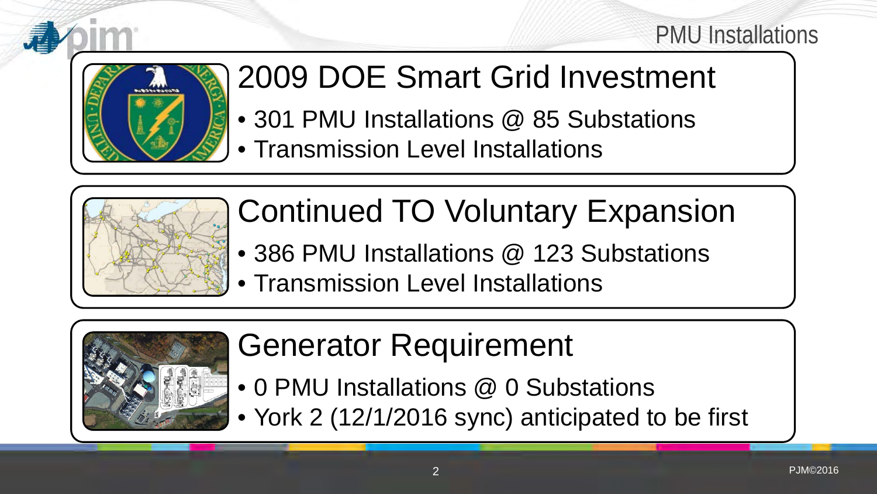# PMU Installations

## 2009 DOE Smart Grid Investment

- 301 PMU Installations @ 85 Substations
- Transmission Level Installations

## Continued TO Voluntary Expansion

- 386 PMU Installations @ 123 Substations
- Transmission Level Installations

## Generator Requirement

- 0 PMU Installations @ 0 Substations
- York 2 (12/1/2016 sync) anticipated to be first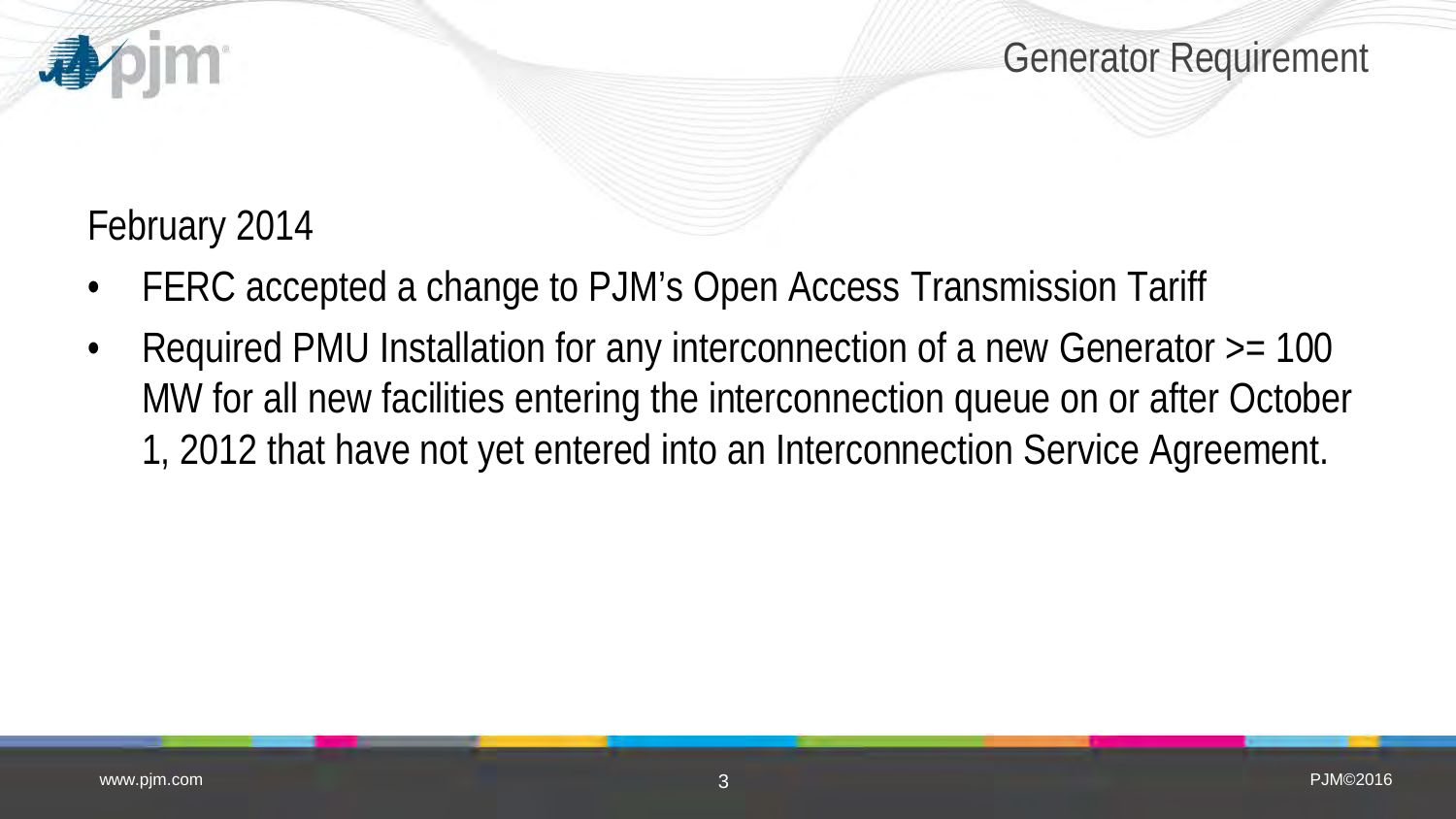# Generator Requirement

February 2014

- FERC accepted a change to PJM's Open Access Transmission Tariff
- Required PMU Installation for any interconnection of a new Generator >= 100 MW for all new facilities entering the interconnection queue on or after October 1, 2012 that have not yet entered into an Interconnection Service Agreement.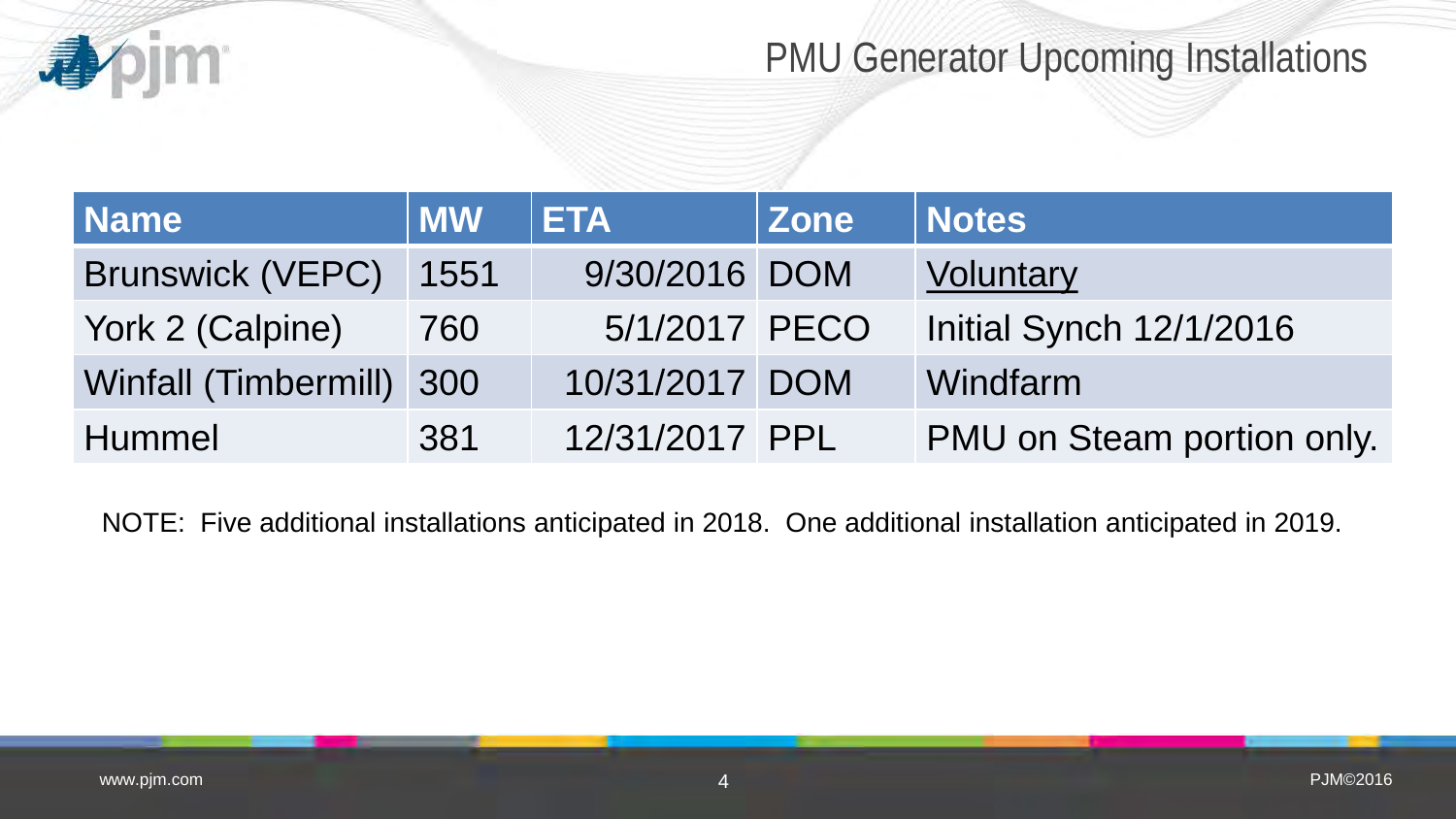# PMU Generator Upcoming Installations

| Name | MW | ETA | Zone | Notes |
| --- | --- | --- | --- | --- |
| Brunswick (VEPC) | 1551 | 9/30/2016 | DOM | Voluntary |
| York 2 (Calpine) | 760 | 5/1/2017 | PECO | Initial Synch 12/1/2016 |
| Winfall (Timbermill) | 300 | 10/31/2017 | DOM | Windfarm |
| Hummel | 381 | 12/31/2017 | PPL | PMU on Steam portion only. |

NOTE: Five additional installations anticipated in 2018. One additional installation anticipated in 2019.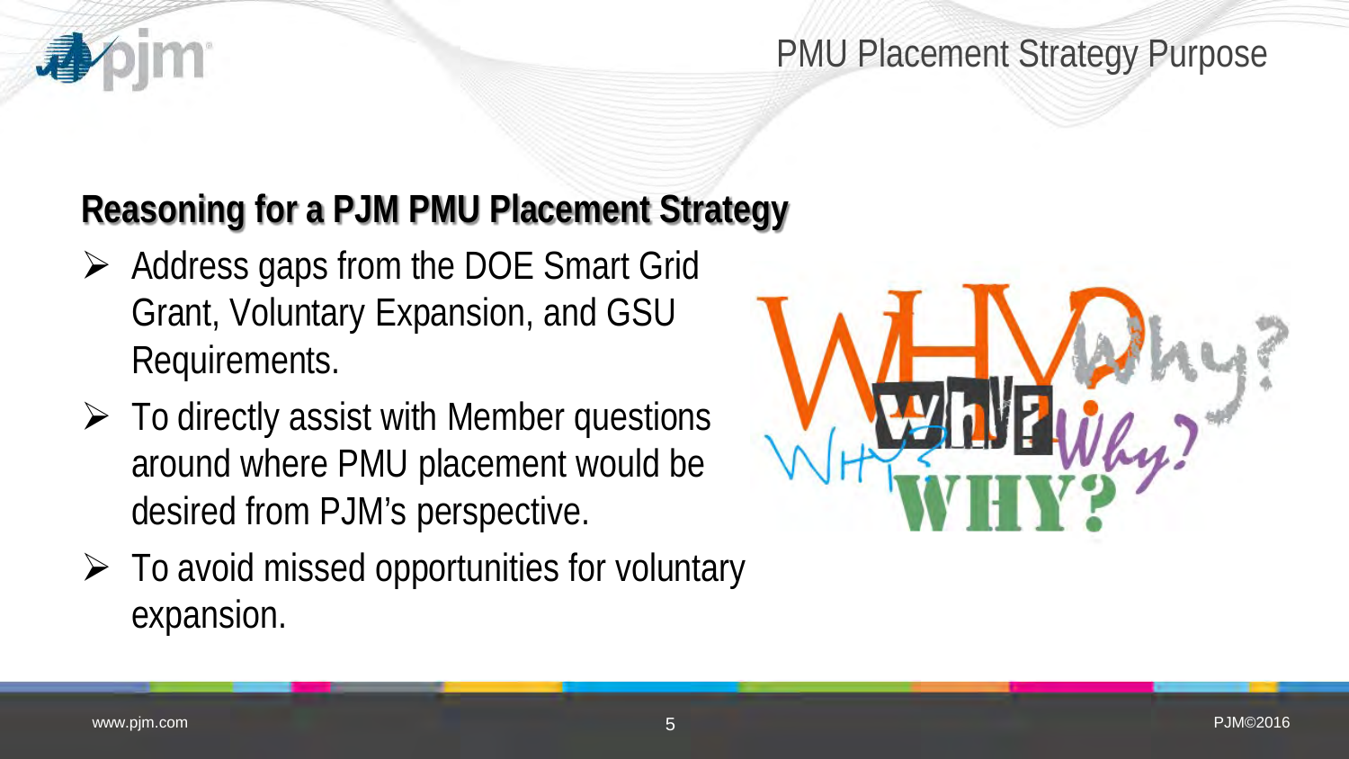# PMU Placement Strategy Purpose

## Reasoning for a PJM PMU Placement Strategy

- Address gaps from the DOE Smart Grid Grant, Voluntary Expansion, and GSU Requirements.
- To directly assist with Member questions around where PMU placement would be desired from PJM's perspective.
- To avoid missed opportunities for voluntary expansion.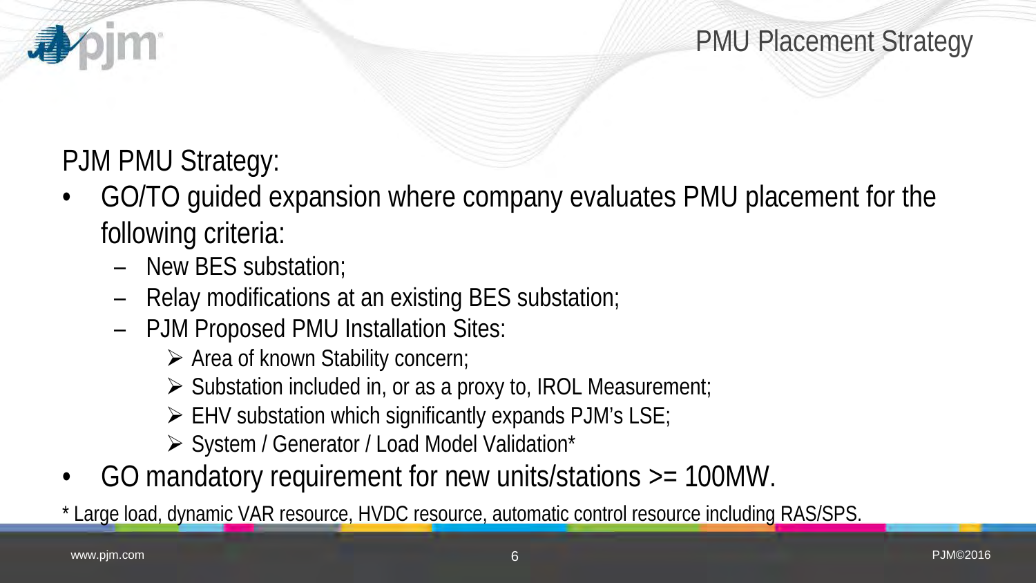# PMU Placement Strategy

PJM PMU Strategy:

- GO/TO guided expansion where company evaluates PMU placement for the following criteria:
  - New BES substation;
  - Relay modifications at an existing BES substation;
  - PJM Proposed PMU Installation Sites:
    - Area of known Stability concern;
    - Substation included in, or as a proxy to, IROL Measurement;
    - EHV substation which significantly expands PJM's LSE;
    - System / Generator / Load Model Validation*
- GO mandatory requirement for new units/stations >= 100MW.

* Large load, dynamic VAR resource, HVDC resource, automatic control resource including RAS/SPS.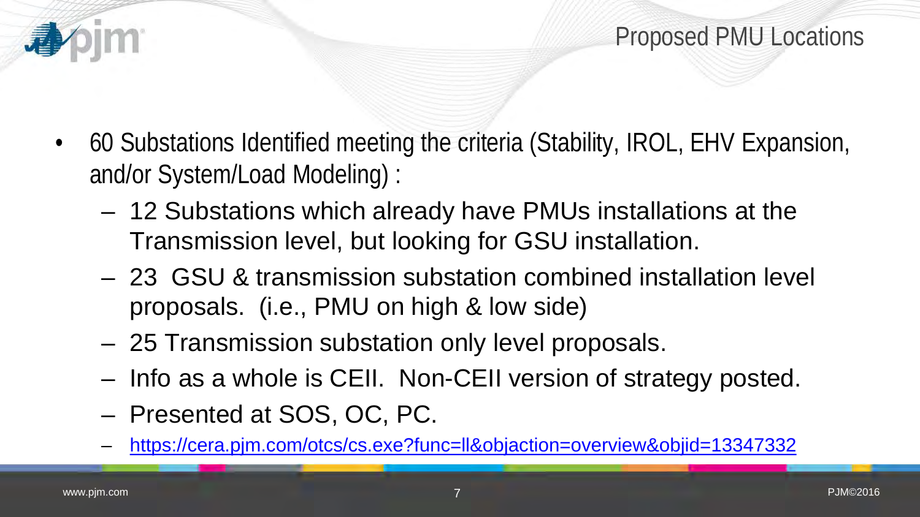# Proposed PMU Locations

- 60 Substations Identified meeting the criteria (Stability, IROL, EHV Expansion, and/or System/Load Modeling) :
  - 12 Substations which already have PMUs installations at the Transmission level, but looking for GSU installation.
  - 23 GSU & transmission substation combined installation level proposals. (i.e., PMU on high & low side)
  - 25 Transmission substation only level proposals.
  - Info as a whole is CEII. Non-CEII version of strategy posted.
  - Presented at SOS, OC, PC.
  - https://cera.pjm.com/otcs/cs.exe?func=ll&objaction=overview&objid=13347332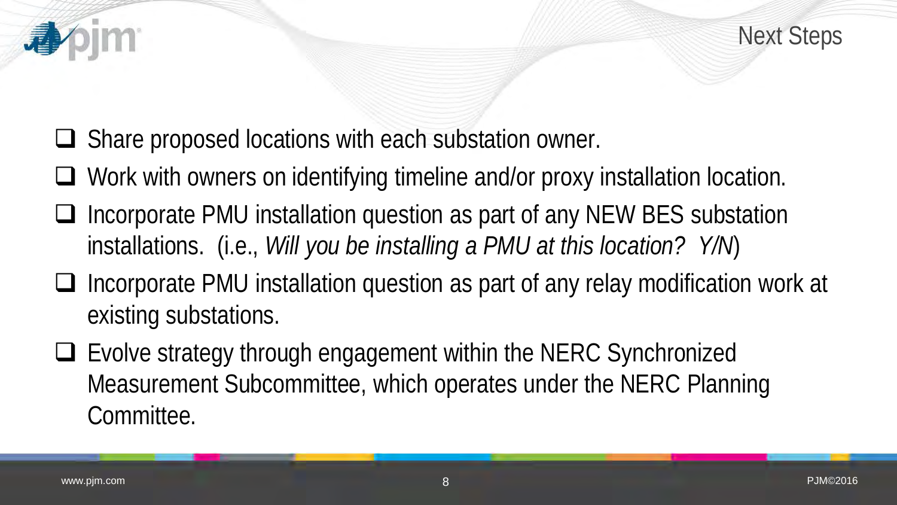# Next Steps

- Share proposed locations with each substation owner.
- Work with owners on identifying timeline and/or proxy installation location.
- Incorporate PMU installation question as part of any NEW BES substation installations. (i.e., *Will you be installing a PMU at this location? Y/N*)
- Incorporate PMU installation question as part of any relay modification work at existing substations.
- Evolve strategy through engagement within the NERC Synchronized Measurement Subcommittee, which operates under the NERC Planning Committee.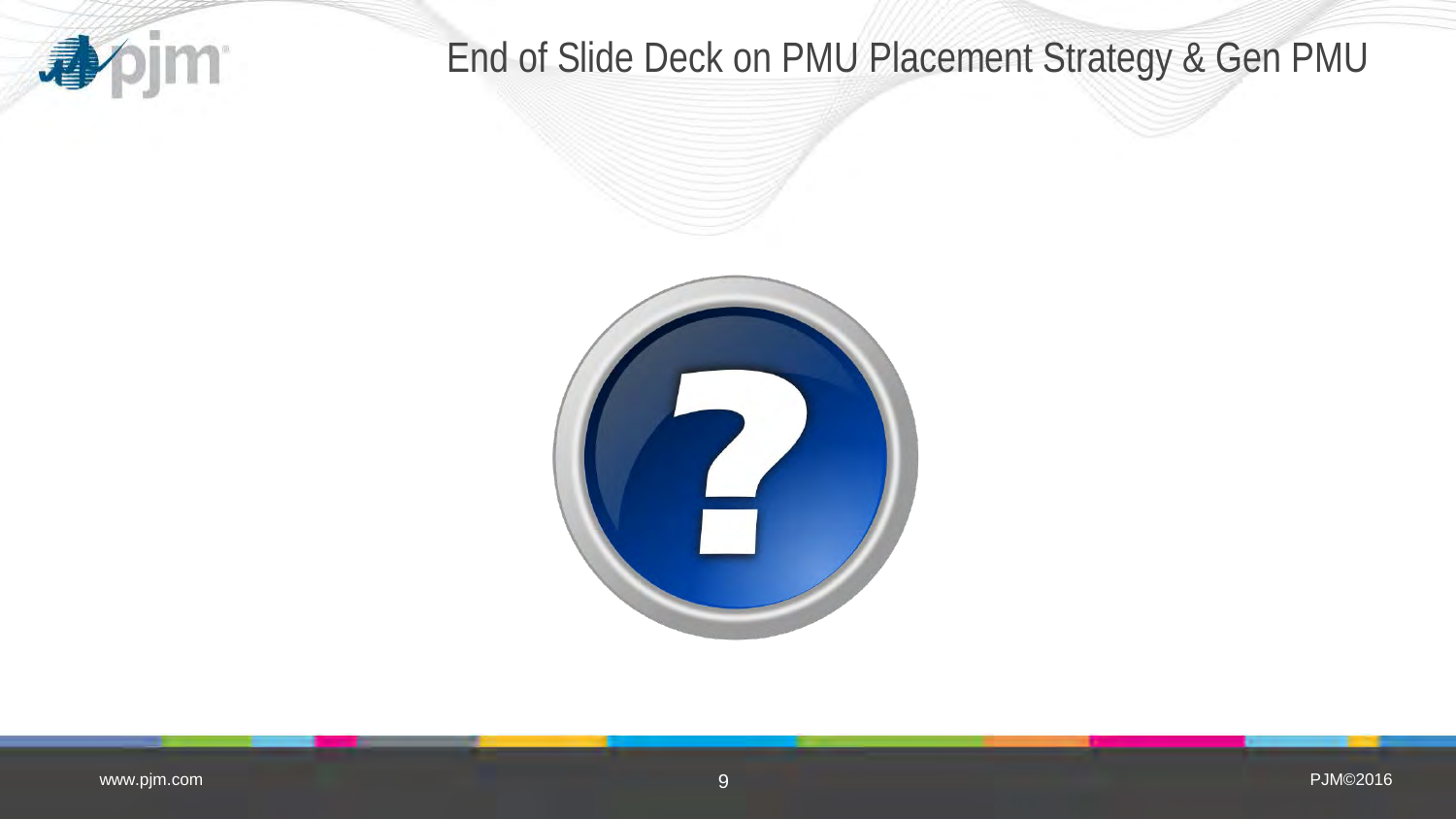# End of Slide Deck on PMU Placement Strategy & Gen PMU